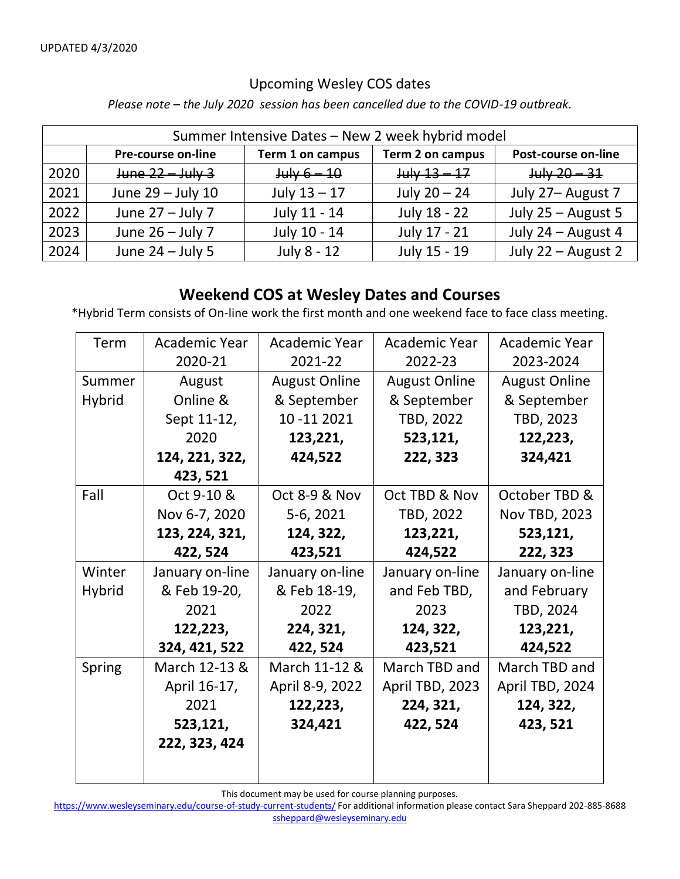UPDATED 4/3/2020

## Upcoming Wesley COS dates

*Please note – the July 2020 session has been cancelled due to the COVID-19 outbreak.*

| Summer Intensive Dates – New 2 week hybrid model | | | | |
|---|---|---|---|---|
| | **Pre-course on-line** | **Term 1 on campus** | **Term 2 on campus** | **Post-course on-line** |
| 2020 | ~~June 22 – July 3~~ | ~~July 6 – 10~~ | ~~July 13 – 17~~ | ~~July 20 – 31~~ |
| 2021 | June 29 – July 10 | July 13 – 17 | July 20 – 24 | July 27– August 7 |
| 2022 | June 27 – July 7 | July 11 - 14 | July 18 - 22 | July 25 – August 5 |
| 2023 | June 26 – July 7 | July 10 - 14 | July 17 - 21 | July 24 – August 4 |
| 2024 | June 24 – July 5 | July 8 - 12 | July 15 - 19 | July 22 – August 2 |

## Weekend COS at Wesley Dates and Courses

*Hybrid Term consists of On-line work the first month and one weekend face to face class meeting.

| Term | Academic Year 2020-21 | Academic Year 2021-22 | Academic Year 2022-23 | Academic Year 2023-2024 |
|---|---|---|---|---|
| Summer Hybrid | August Online & Sept 11-12, 2020 **124, 221, 322, 423, 521** | August Online & September 10 -11 2021 **123,221, 424,522** | August Online & September TBD, 2022 **523,121, 222, 323** | August Online & September TBD, 2023 **122,223, 324,421** |
| Fall | Oct 9-10 & Nov 6-7, 2020 **123, 224, 321, 422, 524** | Oct 8-9 & Nov 5-6, 2021 **124, 322, 423,521** | Oct TBD & Nov TBD, 2022 **123,221, 424,522** | October TBD & Nov TBD, 2023 **523,121, 222, 323** |
| Winter Hybrid | January on-line & Feb 19-20, 2021 **122,223, 324, 421, 522** | January on-line & Feb 18-19, 2022 **224, 321, 422, 524** | January on-line and Feb TBD, 2023 **124, 322, 423,521** | January on-line and February TBD, 2024 **123,221, 424,522** |
| Spring | March 12-13 & April 16-17, 2021 **523,121, 222, 323, 424** | March 11-12 & April 8-9, 2022 **122,223, 324,421** | March TBD and April TBD, 2023 **224, 321, 422, 524** | March TBD and April TBD, 2024 **124, 322, 423, 521** |

This document may be used for course planning purposes.
https://www.wesleyseminary.edu/course-of-study-current-students/ For additional information please contact Sara Sheppard 202-885-8688 ssheppard@wesleyseminary.edu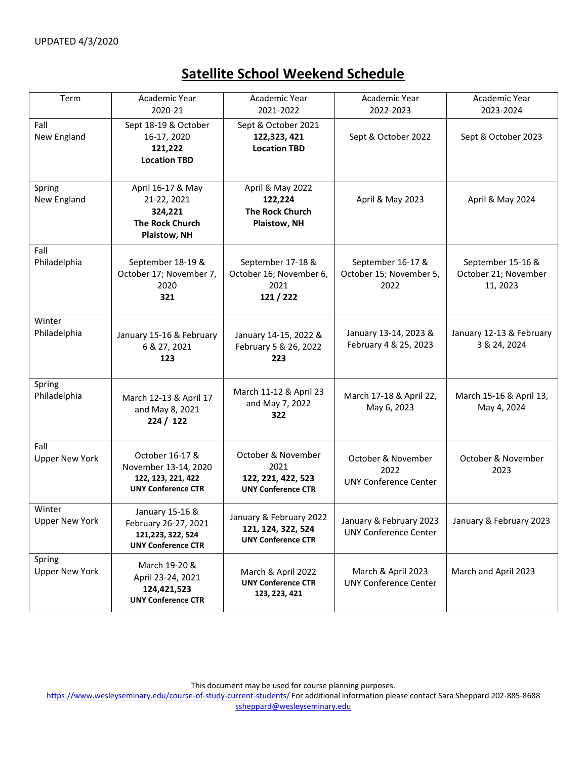UPDATED 4/3/2020

# Satellite School Weekend Schedule

| Term | Academic Year 2020-21 | Academic Year 2021-2022 | Academic Year 2022-2023 | Academic Year 2023-2024 |
|---|---|---|---|---|
| Fall New England | Sept 18-19 & October 16-17, 2020 **121,222** **Location TBD** | Sept & October 2021 **122,323, 421** **Location TBD** | Sept & October 2022 | Sept & October 2023 |
| Spring New England | April 16-17 & May 21-22, 2021 **324,221** **The Rock Church Plaistow, NH** | April & May 2022 **122,224** **The Rock Church Plaistow, NH** | April & May 2023 | April & May 2024 |
| Fall Philadelphia | September 18-19 & October 17; November 7, 2020 **321** | September 17-18 & October 16; November 6, 2021 **121 / 222** | September 16-17 & October 15; November 5, 2022 | September 15-16 & October 21; November 11, 2023 |
| Winter Philadelphia | January 15-16 & February 6 & 27, 2021 **123** | January 14-15, 2022 & February 5 & 26, 2022 **223** | January 13-14, 2023 & February 4 & 25, 2023 | January 12-13 & February 3 & 24, 2024 |
| Spring Philadelphia | March 12-13 & April 17 and May 8, 2021 **224 / 122** | March 11-12 & April 23 and May 7, 2022 **322** | March 17-18 & April 22, May 6, 2023 | March 15-16 & April 13, May 4, 2024 |
| Fall Upper New York | October 16-17 & November 13-14, 2020 **122, 123, 221, 422** **UNY Conference CTR** | October & November 2021 **122, 221, 422, 523** **UNY Conference CTR** | October & November 2022 UNY Conference Center | October & November 2023 |
| Winter Upper New York | January 15-16 & February 26-27, 2021 **121,223, 322, 524** **UNY Conference CTR** | January & February 2022 **121, 124, 322, 524** **UNY Conference CTR** | January & February 2023 UNY Conference Center | January & February 2023 |
| Spring Upper New York | March 19-20 & April 23-24, 2021 **124,421,523** **UNY Conference CTR** | March & April 2022 **UNY Conference CTR** **123, 223, 421** | March & April 2023 UNY Conference Center | March and April 2023 |

This document may be used for course planning purposes.
https://www.wesleyseminary.edu/course-of-study-current-students/ For additional information please contact Sara Sheppard 202-885-8688
ssheppard@wesleyseminary.edu